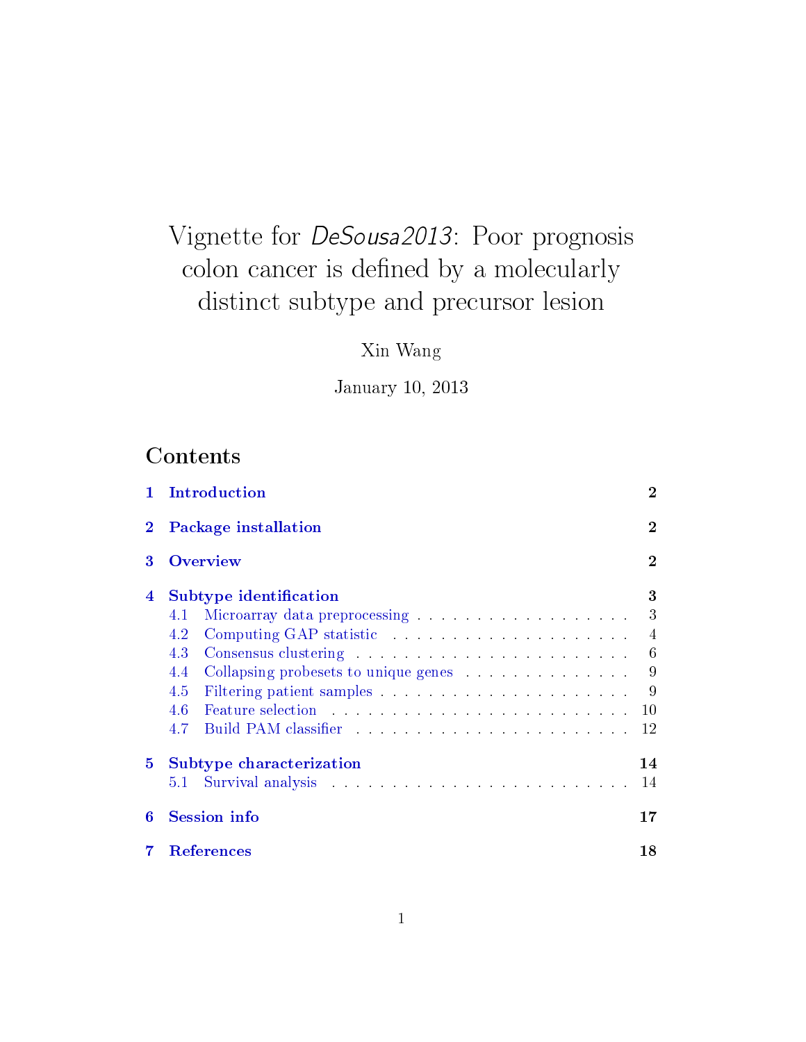# Vignette for *DeSousa2013*: Poor prognosis colon cancer is defined by a molecularly distinct subtype and precursor lesion

Xin Wang

January 10, 2013

## Contents

1 Introduction 2

2 Package installation 2

3 Overview 2

4 Subtype identification 3
- 4.1 Microarray data preprocessing 3
- 4.2 Computing GAP statistic 4
- 4.3 Consensus clustering 6
- 4.4 Collapsing probesets to unique genes 9
- 4.5 Filtering patient samples 9
- 4.6 Feature selection 10
- 4.7 Build PAM classifier 12

5 Subtype characterization 14
- 5.1 Survival analysis 14

6 Session info 17

7 References 18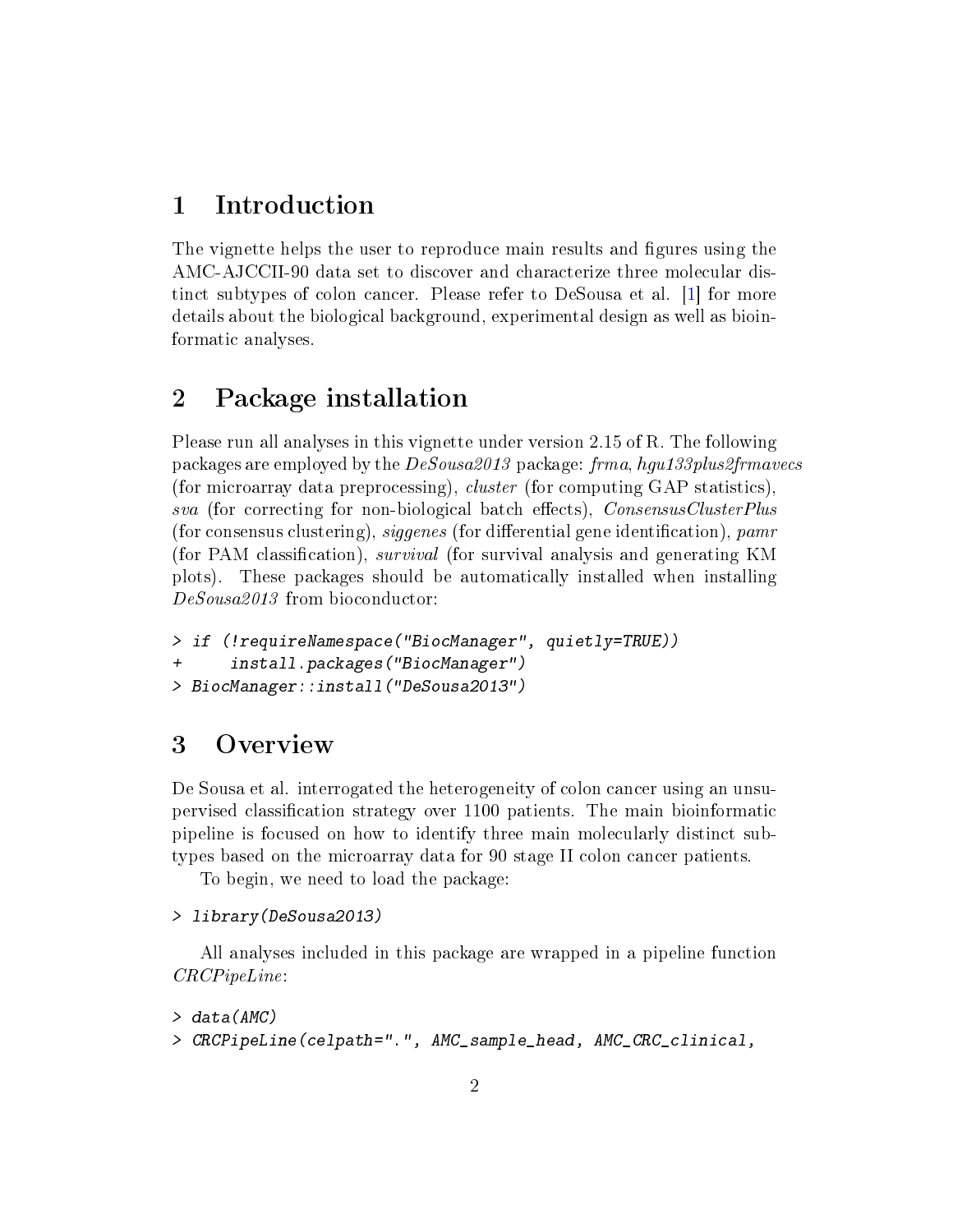# 1 Introduction

The vignette helps the user to reproduce main results and figures using the AMC-AJCCII-90 data set to discover and characterize three molecular distinct subtypes of colon cancer. Please refer to DeSousa et al. [1] for more details about the biological background, experimental design as well as bioinformatic analyses.

# 2 Package installation

Please run all analyses in this vignette under version 2.15 of R. The following packages are employed by the *DeSousa2013* package: *frma*, *hgu133plus2frmavecs* (for microarray data preprocessing), *cluster* (for computing GAP statistics), *sva* (for correcting for non-biological batch effects), *ConsensusClusterPlus* (for consensus clustering), *siggenes* (for differential gene identification), *pamr* (for PAM classification), *survival* (for survival analysis and generating KM plots). These packages should be automatically installed when installing *DeSousa2013* from bioconductor:

```
> if (!requireNamespace("BiocManager", quietly=TRUE))
+     install.packages("BiocManager")
> BiocManager::install("DeSousa2013")
```

# 3 Overview

De Sousa et al. interrogated the heterogeneity of colon cancer using an unsupervised classification strategy over 1100 patients. The main bioinformatic pipeline is focused on how to identify three main molecularly distinct subtypes based on the microarray data for 90 stage II colon cancer patients.

To begin, we need to load the package:

```
> library(DeSousa2013)
```

All analyses included in this package are wrapped in a pipeline function *CRCPipeLine*:

```
> data(AMC)
> CRCPipeLine(celpath=".", AMC_sample_head, AMC_CRC_clinical,
```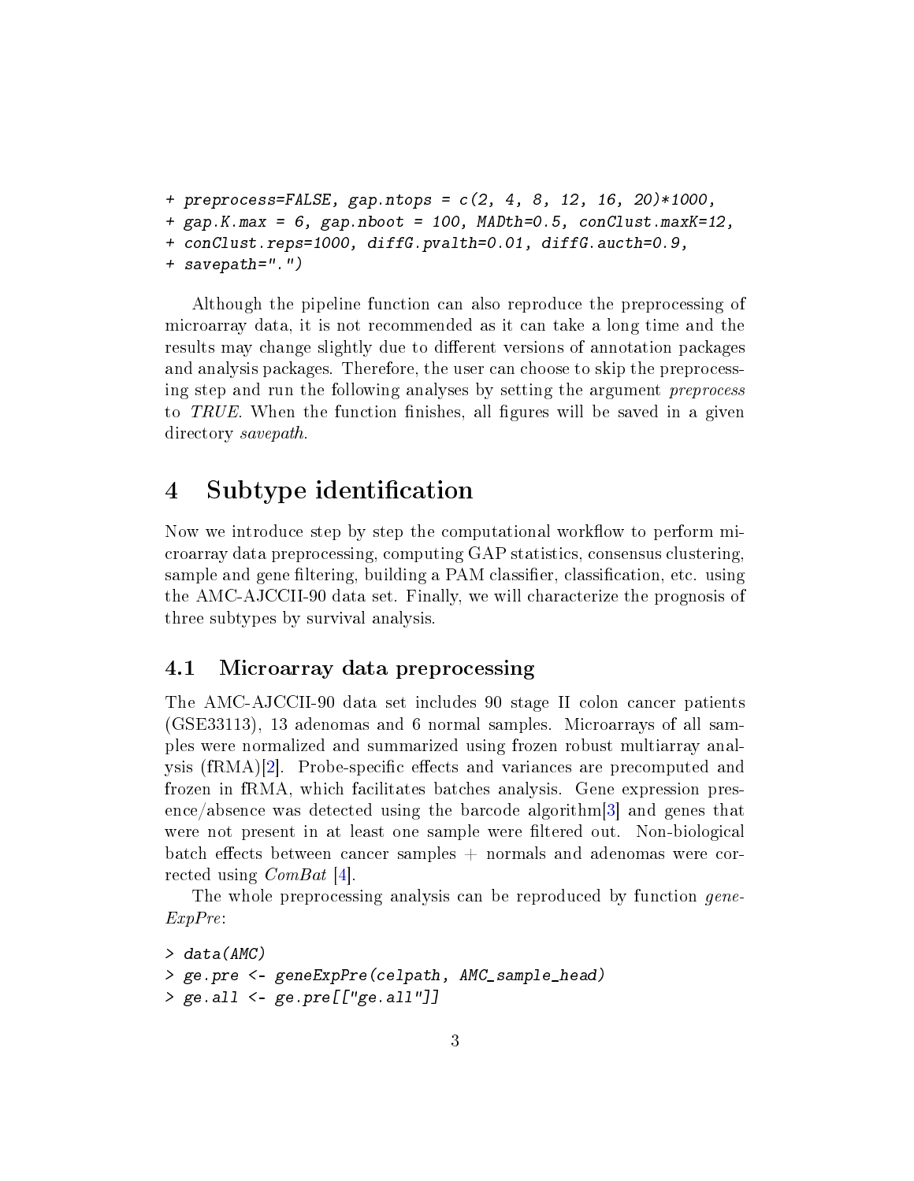```
+ preprocess=FALSE, gap.ntops = c(2, 4, 8, 12, 16, 20)*1000,
+ gap.K.max = 6, gap.nboot = 100, MADth=0.5, conClust.maxK=12,
+ conClust.reps=1000, diffG.pvalth=0.01, diffG.aucth=0.9,
+ savepath=".")
```

Although the pipeline function can also reproduce the preprocessing of microarray data, it is not recommended as it can take a long time and the results may change slightly due to different versions of annotation packages and analysis packages. Therefore, the user can choose to skip the preprocessing step and run the following analyses by setting the argument *preprocess* to *TRUE*. When the function finishes, all figures will be saved in a given directory *savepath*.

# 4 Subtype identification

Now we introduce step by step the computational workflow to perform microarray data preprocessing, computing GAP statistics, consensus clustering, sample and gene filtering, building a PAM classifier, classification, etc. using the AMC-AJCCII-90 data set. Finally, we will characterize the prognosis of three subtypes by survival analysis.

## 4.1 Microarray data preprocessing

The AMC-AJCCII-90 data set includes 90 stage II colon cancer patients (GSE33113), 13 adenomas and 6 normal samples. Microarrays of all samples were normalized and summarized using frozen robust multiarray analysis (fRMA)[2]. Probe-specific effects and variances are precomputed and frozen in fRMA, which facilitates batches analysis. Gene expression presence/absence was detected using the barcode algorithm[3] and genes that were not present in at least one sample were filtered out. Non-biological batch effects between cancer samples + normals and adenomas were corrected using *ComBat* [4].

The whole preprocessing analysis can be reproduced by function *geneExpPre*:

```
> data(AMC)
> ge.pre <- geneExpPre(celpath, AMC_sample_head)
> ge.all <- ge.pre[["ge.all"]]
```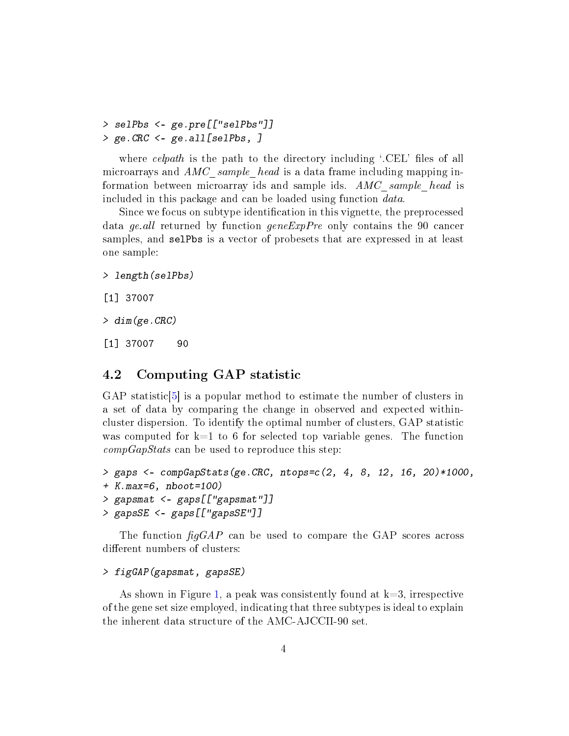```
> selPbs <- ge.pre[["selPbs"]]
> ge.CRC <- ge.all[selPbs, ]
```

where *celpath* is the path to the directory including '.CEL' files of all microarrays and *AMC_sample_head* is a data frame including mapping information between microarray ids and sample ids. *AMC_sample_head* is included in this package and can be loaded using function *data*.

Since we focus on subtype identification in this vignette, the preprocessed data *ge.all* returned by function *geneExpPre* only contains the 90 cancer samples, and `selPbs` is a vector of probesets that are expressed in at least one sample:

```
> length(selPbs)

[1] 37007

> dim(ge.CRC)

[1] 37007    90
```

## 4.2 Computing GAP statistic

GAP statistic[5] is a popular method to estimate the number of clusters in a set of data by comparing the change in observed and expected within-cluster dispersion. To identify the optimal number of clusters, GAP statistic was computed for k=1 to 6 for selected top variable genes. The function *compGapStats* can be used to reproduce this step:

```
> gaps <- compGapStats(ge.CRC, ntops=c(2, 4, 8, 12, 16, 20)*1000,
+ K.max=6, nboot=100)
> gapsmat <- gaps[["gapsmat"]]
> gapsSE <- gaps[["gapsSE"]]
```

The function *figGAP* can be used to compare the GAP scores across different numbers of clusters:

```
> figGAP(gapsmat, gapsSE)
```

As shown in Figure 1, a peak was consistently found at k=3, irrespective of the gene set size employed, indicating that three subtypes is ideal to explain the inherent data structure of the AMC-AJCCII-90 set.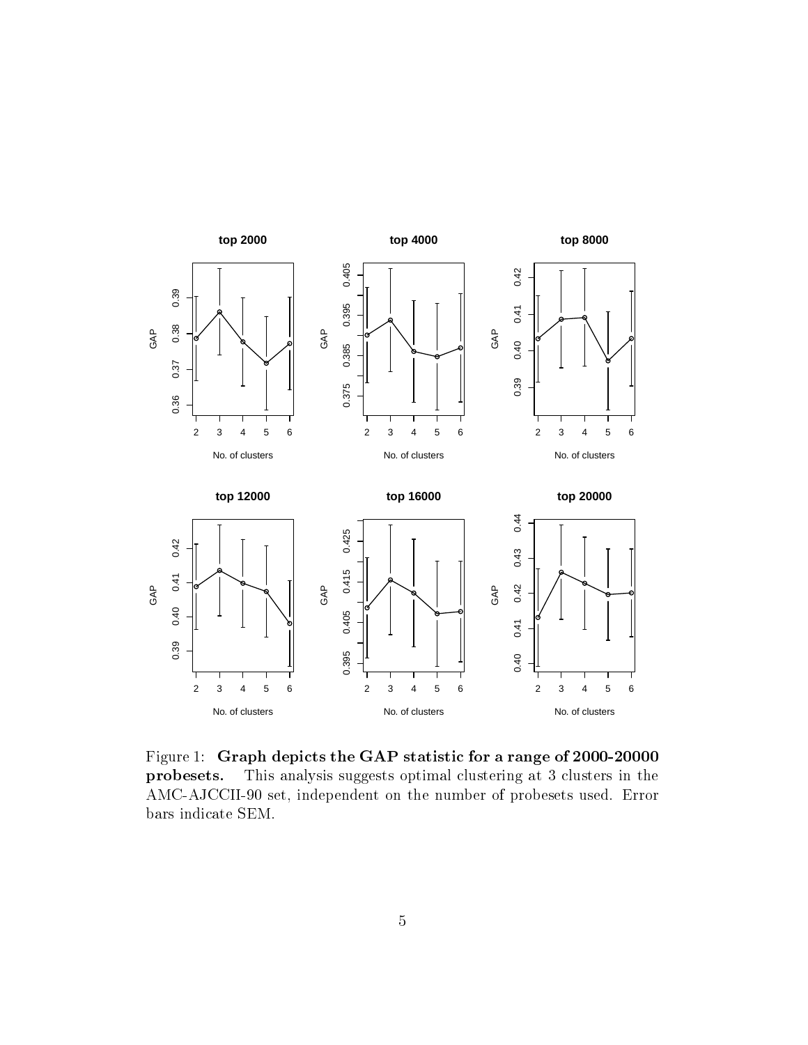Figure 1: **Graph depicts the GAP statistic for a range of 2000-20000 probesets.** This analysis suggests optimal clustering at 3 clusters in the AMC-AJCCII-90 set, independent on the number of probesets used. Error bars indicate SEM.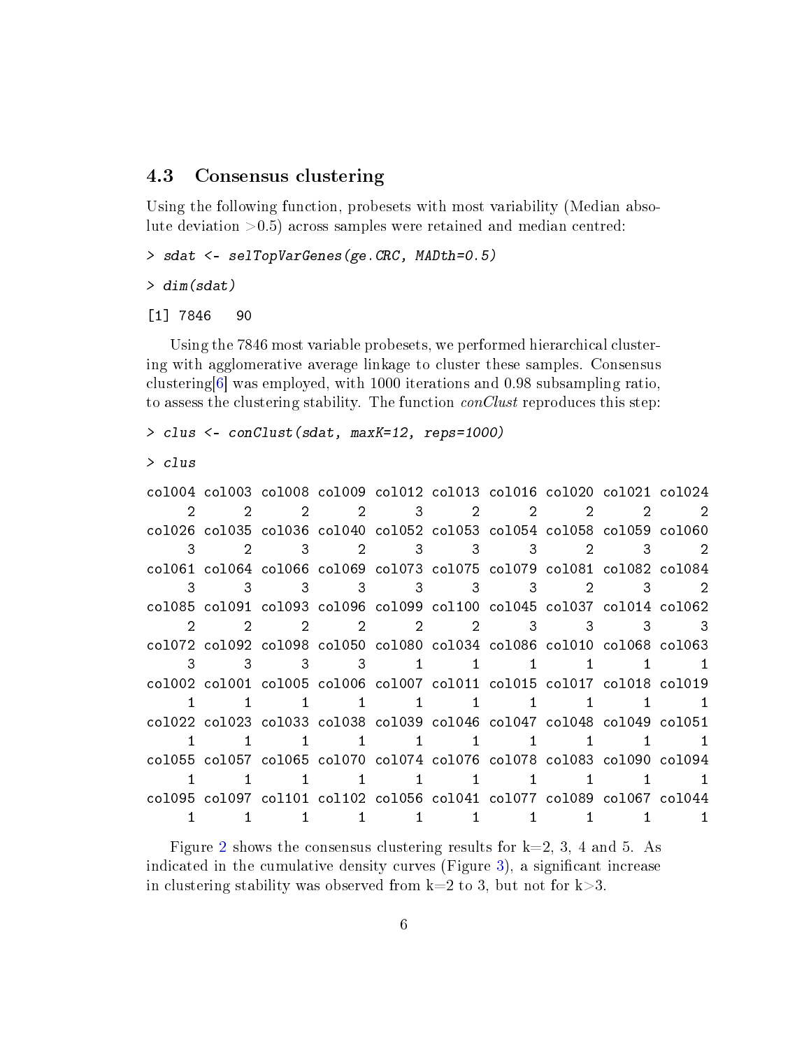### 4.3 Consensus clustering

Using the following function, probesets with most variability (Median absolute deviation >0.5) across samples were retained and median centred:

```
> sdat <- selTopVarGenes(ge.CRC, MADth=0.5)
> dim(sdat)
[1] 7846   90
```

Using the 7846 most variable probesets, we performed hierarchical clustering with agglomerative average linkage to cluster these samples. Consensus clustering[6] was employed, with 1000 iterations and 0.98 subsampling ratio, to assess the clustering stability. The function *conClust* reproduces this step:

```
> clus <- conClust(sdat, maxK=12, reps=1000)
> clus
col004 col003 col008 col009 col012 col013 col016 col020 col021 col024
     2      2      2      2      3      2      2      2      2      2
col026 col035 col036 col040 col052 col053 col054 col058 col059 col060
     3      2      3      2      3      3      3      2      3      2
col061 col064 col066 col069 col073 col075 col079 col081 col082 col084
     3      3      3      3      3      3      3      2      3      2
col085 col091 col093 col096 col099 col100 col045 col037 col014 col062
     2      2      2      2      2      2      3      3      3      3
col072 col092 col098 col050 col080 col034 col086 col010 col068 col063
     3      3      3      3      1      1      1      1      1      1
col002 col001 col005 col006 col007 col011 col015 col017 col018 col019
     1      1      1      1      1      1      1      1      1      1
col022 col023 col033 col038 col039 col046 col047 col048 col049 col051
     1      1      1      1      1      1      1      1      1      1
col055 col057 col065 col070 col074 col076 col078 col083 col090 col094
     1      1      1      1      1      1      1      1      1      1
col095 col097 col101 col102 col056 col041 col077 col089 col067 col044
     1      1      1      1      1      1      1      1      1      1
```

Figure 2 shows the consensus clustering results for k=2, 3, 4 and 5. As indicated in the cumulative density curves (Figure 3), a significant increase in clustering stability was observed from k=2 to 3, but not for k>3.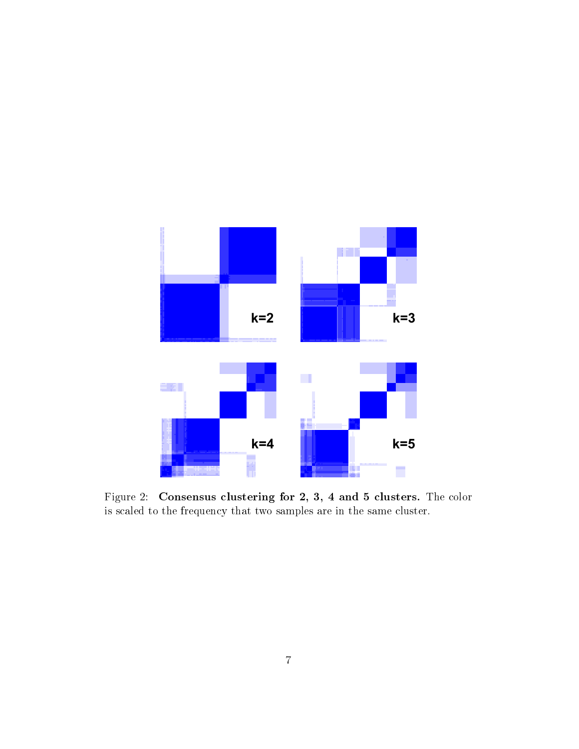Figure 2: **Consensus clustering for 2, 3, 4 and 5 clusters.** The color is scaled to the frequency that two samples are in the same cluster.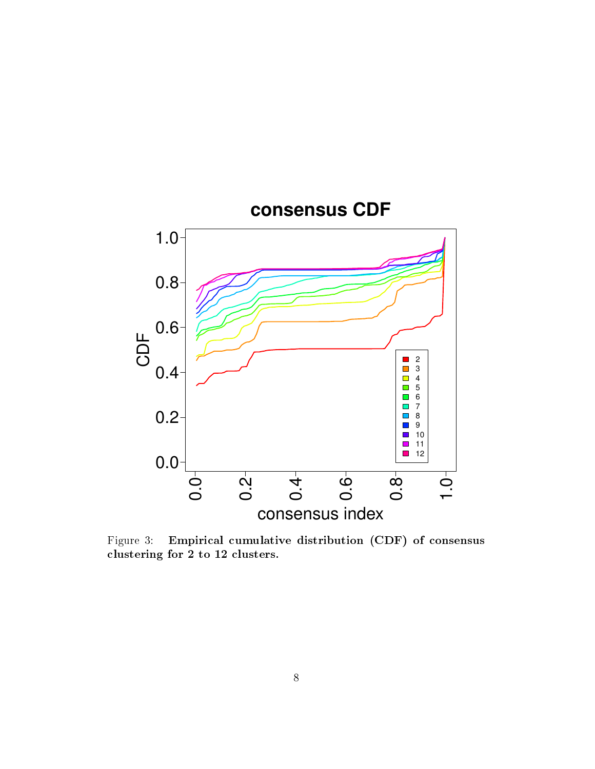Figure 3: **Empirical cumulative distribution (CDF) of consensus clustering for 2 to 12 clusters.**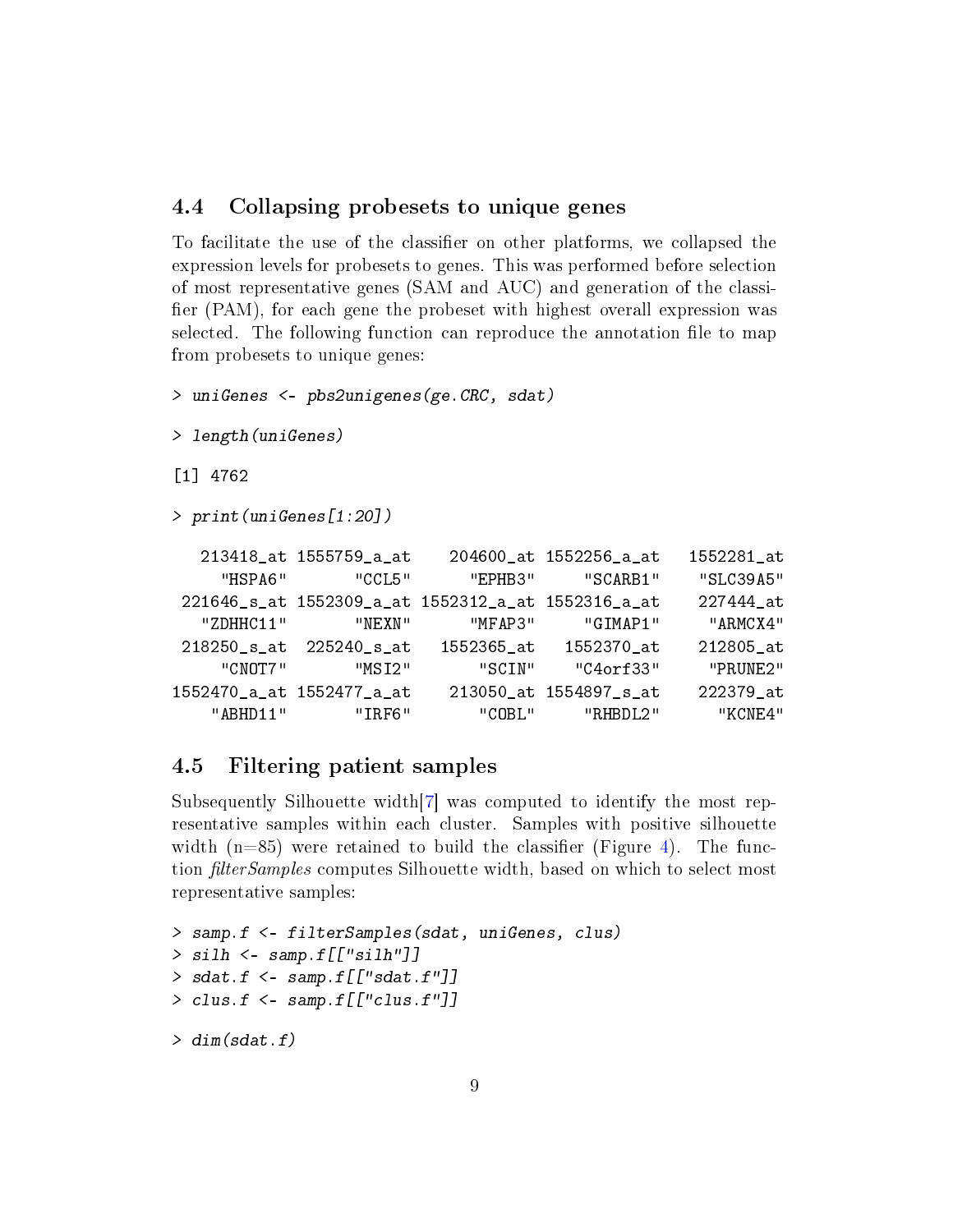## 4.4 Collapsing probesets to unique genes

To facilitate the use of the classifier on other platforms, we collapsed the expression levels for probesets to genes. This was performed before selection of most representative genes (SAM and AUC) and generation of the classifier (PAM), for each gene the probeset with highest overall expression was selected. The following function can reproduce the annotation file to map from probesets to unique genes:

```
> uniGenes <- pbs2unigenes(ge.CRC, sdat)
```

```
> length(uniGenes)
```

```
[1] 4762
```

```
> print(uniGenes[1:20])
```

```
   213418_at 1555759_a_at    204600_at 1552256_a_at   1552281_at 
     "HSPA6"       "CCL5"      "EPHB3"     "SCARB1"    "SLC39A5" 
 221646_s_at 1552309_a_at 1552312_a_at 1552316_a_at    227444_at 
   "ZDHHC11"       "NEXN"      "MFAP3"     "GIMAP1"     "ARMCX4" 
 218250_s_at  225240_s_at   1552365_at   1552370_at    212805_at 
     "CNOT7"       "MSI2"       "SCIN"    "C4orf33"     "PRUNE2" 
1552470_a_at 1552477_a_at    213050_at 1554897_s_at    222379_at 
    "ABHD11"       "IRF6"       "COBL"     "RHBDL2"      "KCNE4" 
```

## 4.5 Filtering patient samples

Subsequently Silhouette width[7] was computed to identify the most representative samples within each cluster. Samples with positive silhouette width (n=85) were retained to build the classifier (Figure 4). The function *filterSamples* computes Silhouette width, based on which to select most representative samples:

```
> samp.f <- filterSamples(sdat, uniGenes, clus)
> silh <- samp.f[["silh"]]
> sdat.f <- samp.f[["sdat.f"]]
> clus.f <- samp.f[["clus.f"]]
```

```
> dim(sdat.f)
```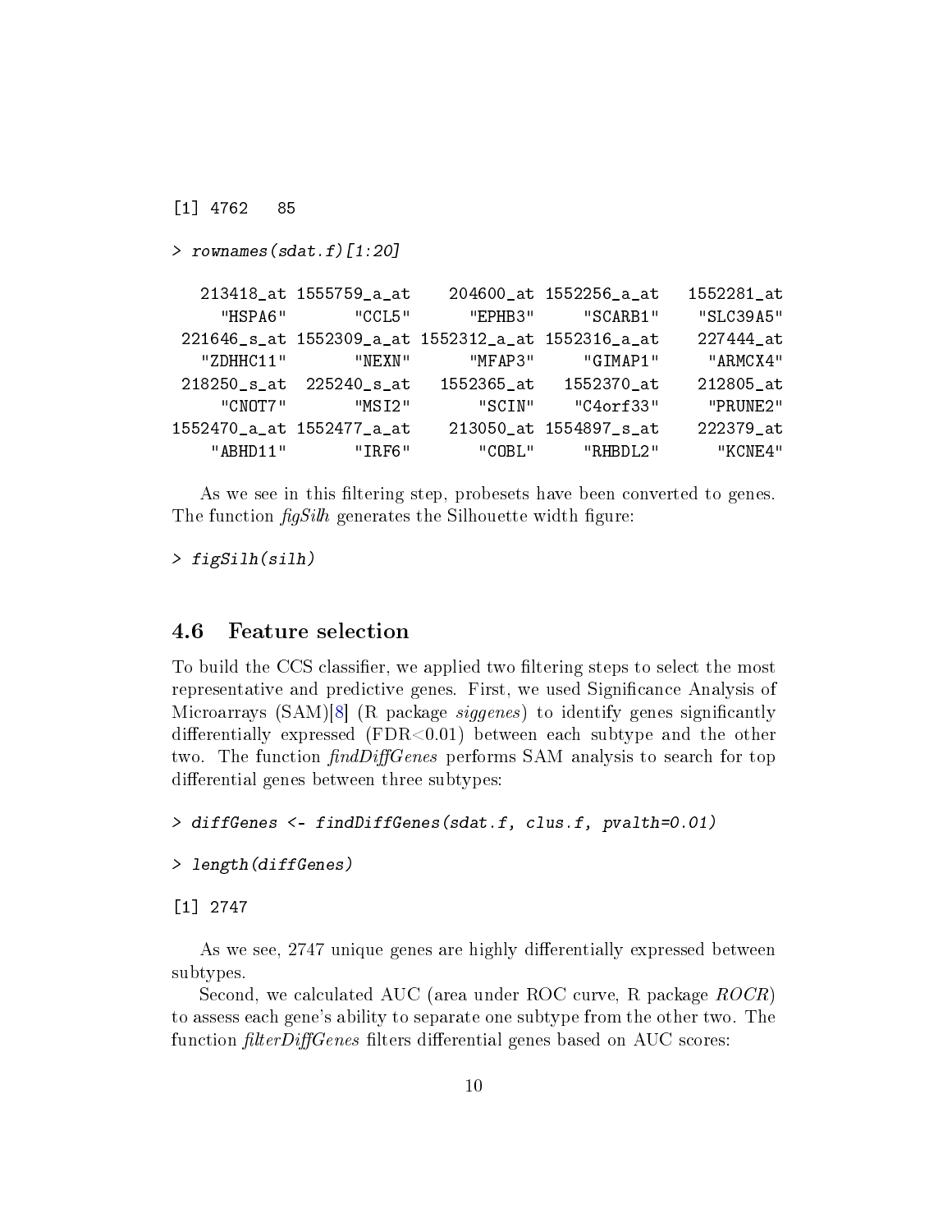```
[1] 4762   85
```

```
> rownames(sdat.f)[1:20]
```

```
   213418_at 1555759_a_at    204600_at 1552256_a_at   1552281_at
     "HSPA6"       "CCL5"      "EPHB3"     "SCARB1"    "SLC39A5"
 221646_s_at 1552309_a_at 1552312_a_at 1552316_a_at    227444_at
   "ZDHHC11"       "NEXN"      "MFAP3"     "GIMAP1"     "ARMCX4"
 218250_s_at  225240_s_at   1552365_at   1552370_at    212805_at
     "CNOT7"       "MSI2"       "SCIN"    "C4orf33"     "PRUNE2"
1552470_a_at 1552477_a_at    213050_at 1554897_s_at    222379_at
    "ABHD11"       "IRF6"       "COBL"     "RHBDL2"      "KCNE4"
```

As we see in this filtering step, probesets have been converted to genes. The function *figSilh* generates the Silhouette width figure:

```
> figSilh(silh)
```

## 4.6 Feature selection

To build the CCS classifier, we applied two filtering steps to select the most representative and predictive genes. First, we used Significance Analysis of Microarrays (SAM)[8] (R package *siggenes*) to identify genes significantly differentially expressed (FDR<0.01) between each subtype and the other two. The function *findDiffGenes* performs SAM analysis to search for top differential genes between three subtypes:

```
> diffGenes <- findDiffGenes(sdat.f, clus.f, pvalth=0.01)
```

```
> length(diffGenes)
```

```
[1] 2747
```

As we see, 2747 unique genes are highly differentially expressed between subtypes.

Second, we calculated AUC (area under ROC curve, R package *ROCR*) to assess each gene's ability to separate one subtype from the other two. The function *filterDiffGenes* filters differential genes based on AUC scores: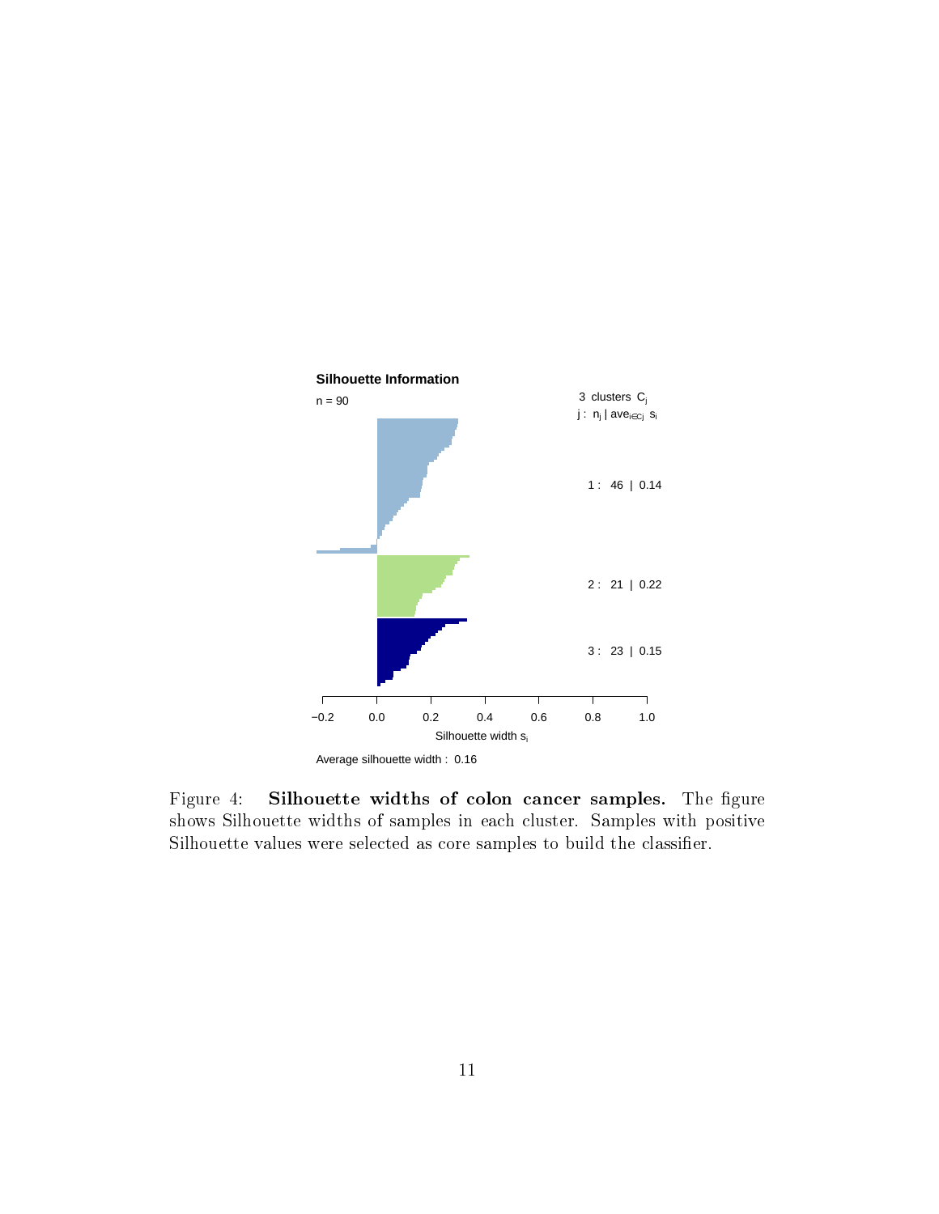Figure 4: **Silhouette widths of colon cancer samples.** The figure shows Silhouette widths of samples in each cluster. Samples with positive Silhouette values were selected as core samples to build the classifier.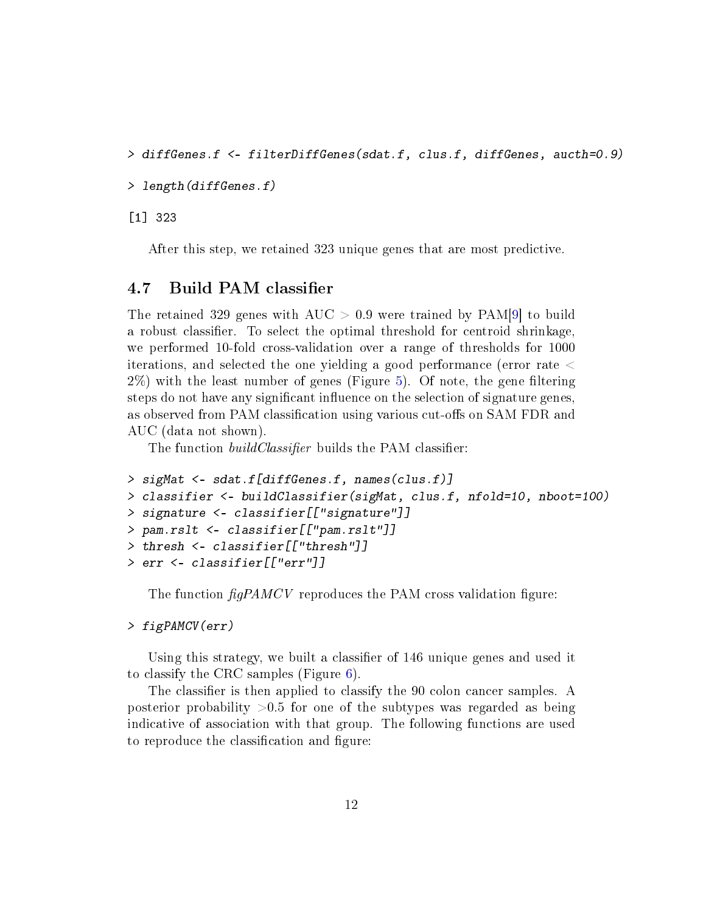```
> diffGenes.f <- filterDiffGenes(sdat.f, clus.f, diffGenes, aucth=0.9)
```

```
> length(diffGenes.f)
```

```
[1] 323
```

After this step, we retained 323 unique genes that are most predictive.

## 4.7 Build PAM classifier

The retained 329 genes with AUC $>$ 0.9 were trained by PAM[9] to build a robust classifier. To select the optimal threshold for centroid shrinkage, we performed 10-fold cross-validation over a range of thresholds for 1000 iterations, and selected the one yielding a good performance (error rate $<$ 2%) with the least number of genes (Figure 5). Of note, the gene filtering steps do not have any significant influence on the selection of signature genes, as observed from PAM classification using various cut-offs on SAM FDR and AUC (data not shown).

The function *buildClassifier* builds the PAM classifier:

```
> sigMat <- sdat.f[diffGenes.f, names(clus.f)]
> classifier <- buildClassifier(sigMat, clus.f, nfold=10, nboot=100)
> signature <- classifier[["signature"]]
> pam.rslt <- classifier[["pam.rslt"]]
> thresh <- classifier[["thresh"]]
> err <- classifier[["err"]]
```

The function *figPAMCV* reproduces the PAM cross validation figure:

```
> figPAMCV(err)
```

Using this strategy, we built a classifier of 146 unique genes and used it to classify the CRC samples (Figure 6).

The classifier is then applied to classify the 90 colon cancer samples. A posterior probability >0.5 for one of the subtypes was regarded as being indicative of association with that group. The following functions are used to reproduce the classification and figure: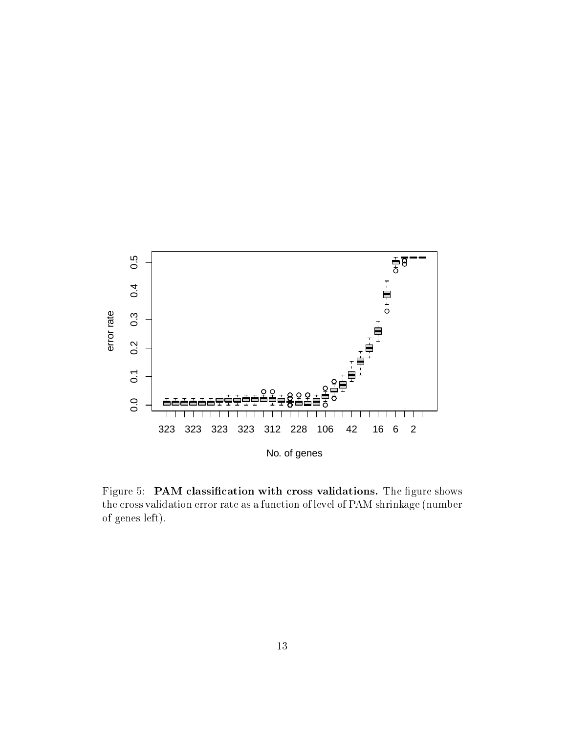Figure 5: **PAM classification with cross validations.** The figure shows the cross validation error rate as a function of level of PAM shrinkage (number of genes left).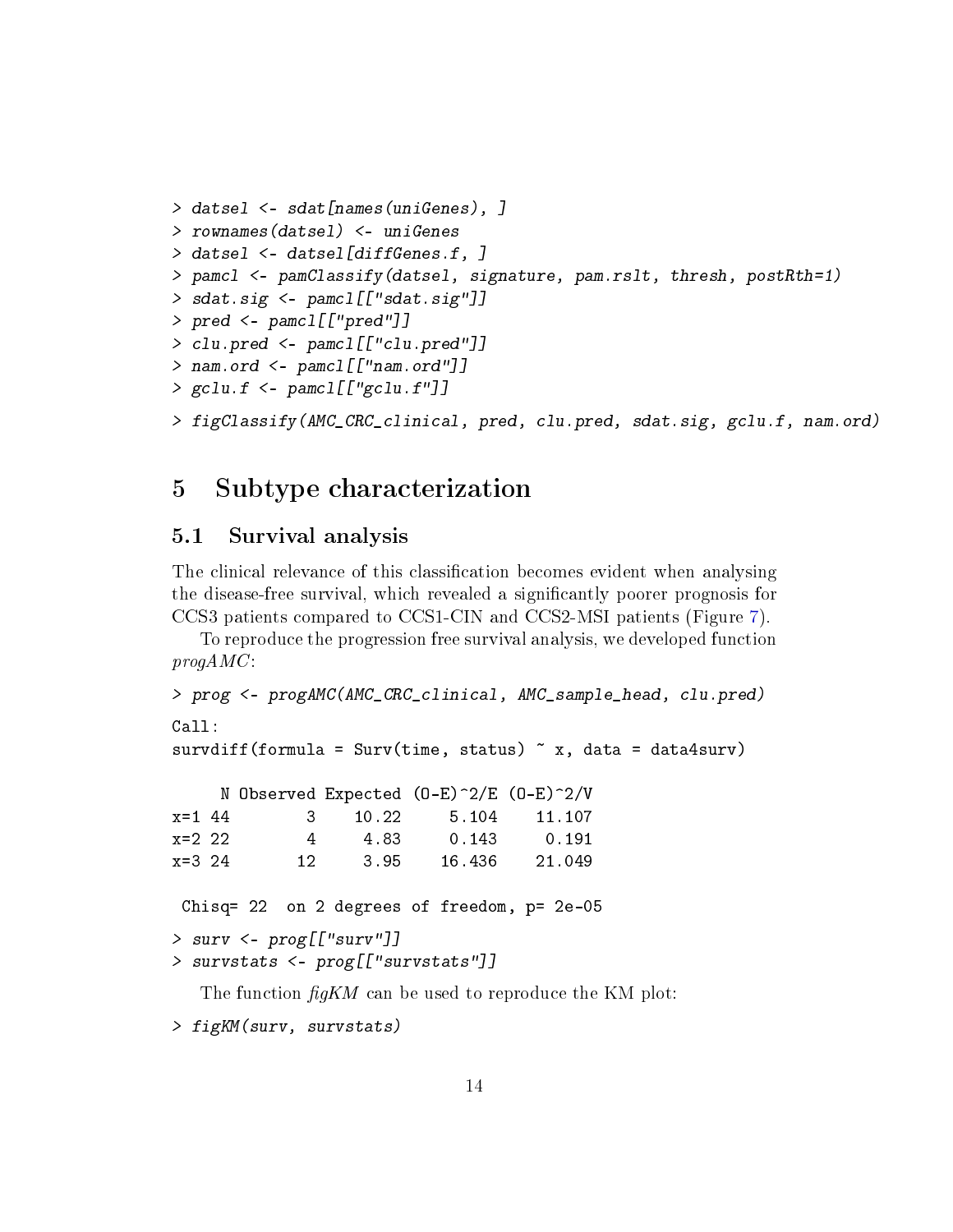```
> datsel <- sdat[names(uniGenes), ]
> rownames(datsel) <- uniGenes
> datsel <- datsel[diffGenes.f, ]
> pamcl <- pamClassify(datsel, signature, pam.rslt, thresh, postRth=1)
> sdat.sig <- pamcl[["sdat.sig"]]
> pred <- pamcl[["pred"]]
> clu.pred <- pamcl[["clu.pred"]]
> nam.ord <- pamcl[["nam.ord"]]
> gclu.f <- pamcl[["gclu.f"]]
```

```
> figClassify(AMC_CRC_clinical, pred, clu.pred, sdat.sig, gclu.f, nam.ord)
```

# 5 Subtype characterization

## 5.1 Survival analysis

The clinical relevance of this classification becomes evident when analysing the disease-free survival, which revealed a significantly poorer prognosis for CCS3 patients compared to CCS1-CIN and CCS2-MSI patients (Figure 7).

To reproduce the progression free survival analysis, we developed function *progAMC*:

```
> prog <- progAMC(AMC_CRC_clinical, AMC_sample_head, clu.pred)
Call:
survdiff(formula = Surv(time, status) ~ x, data = data4surv)

     N Observed Expected (O-E)^2/E (O-E)^2/V
x=1 44        3    10.22     5.104    11.107
x=2 22        4     4.83     0.143     0.191
x=3 24       12     3.95    16.436    21.049

 Chisq= 22  on 2 degrees of freedom, p= 2e-05
```

```
> surv <- prog[["surv"]]
> survstats <- prog[["survstats"]]
```

The function *figKM* can be used to reproduce the KM plot:

```
> figKM(surv, survstats)
```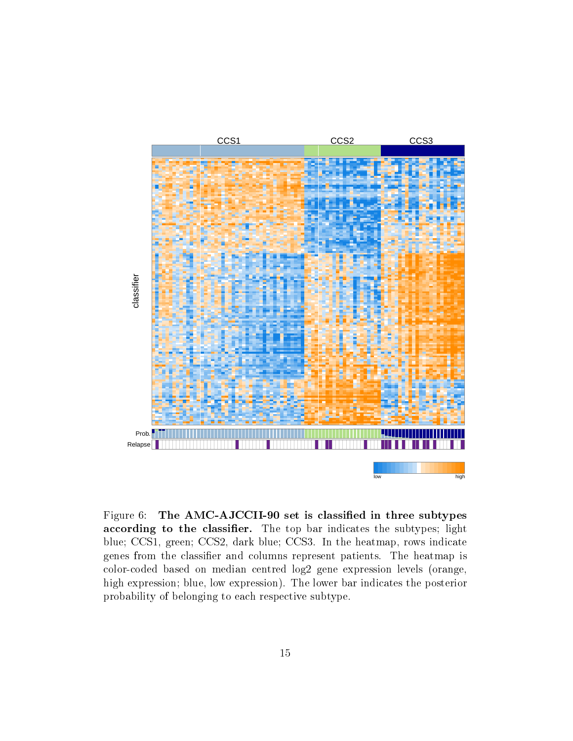Figure 6: **The AMC-AJCCII-90 set is classified in three subtypes according to the classifier.** The top bar indicates the subtypes; light blue; CCS1, green; CCS2, dark blue; CCS3. In the heatmap, rows indicate genes from the classifier and columns represent patients. The heatmap is color-coded based on median centred log2 gene expression levels (orange, high expression; blue, low expression). The lower bar indicates the posterior probability of belonging to each respective subtype.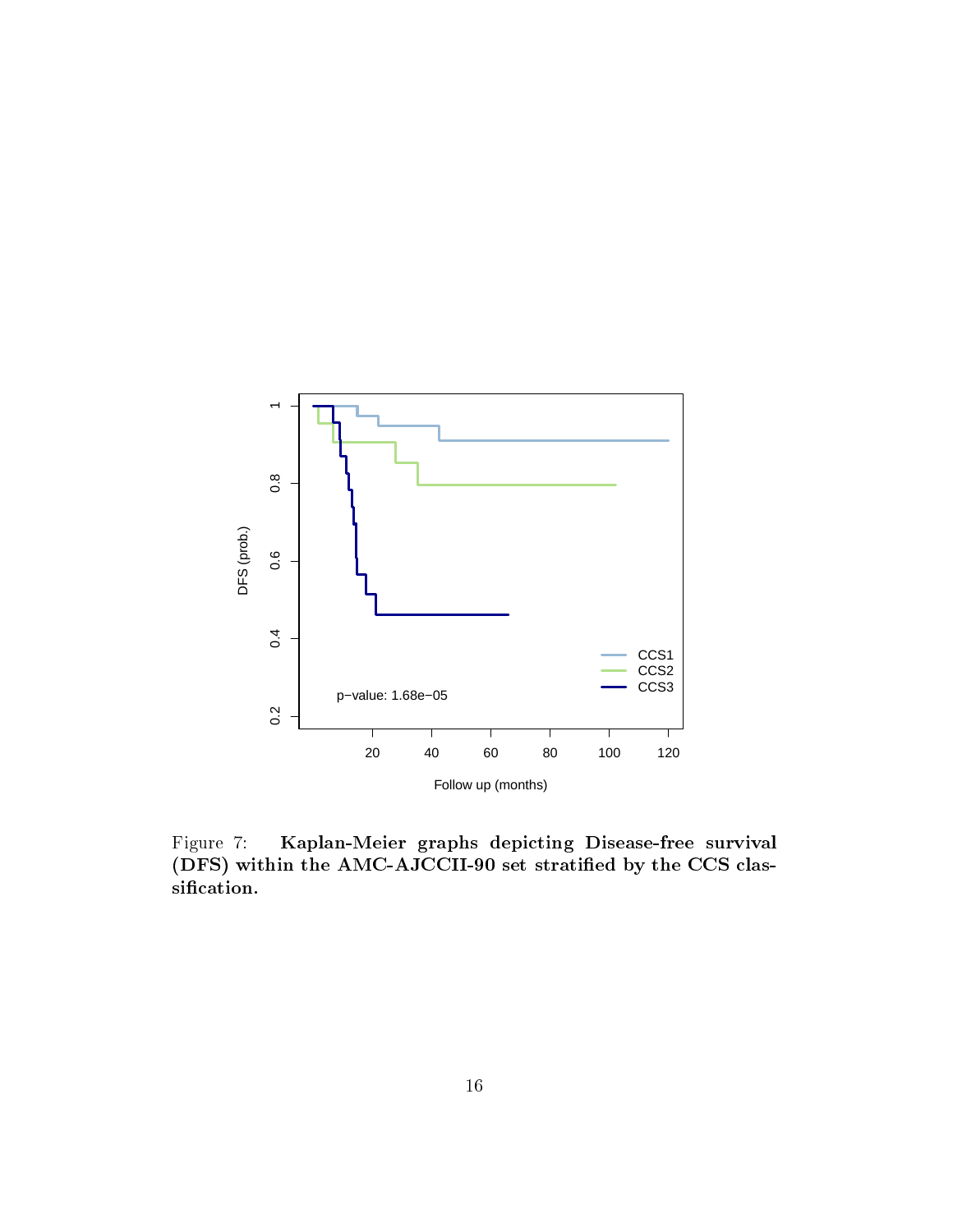Figure 7: **Kaplan-Meier graphs depicting Disease-free survival (DFS) within the AMC-AJCCII-90 set stratified by the CCS classification.**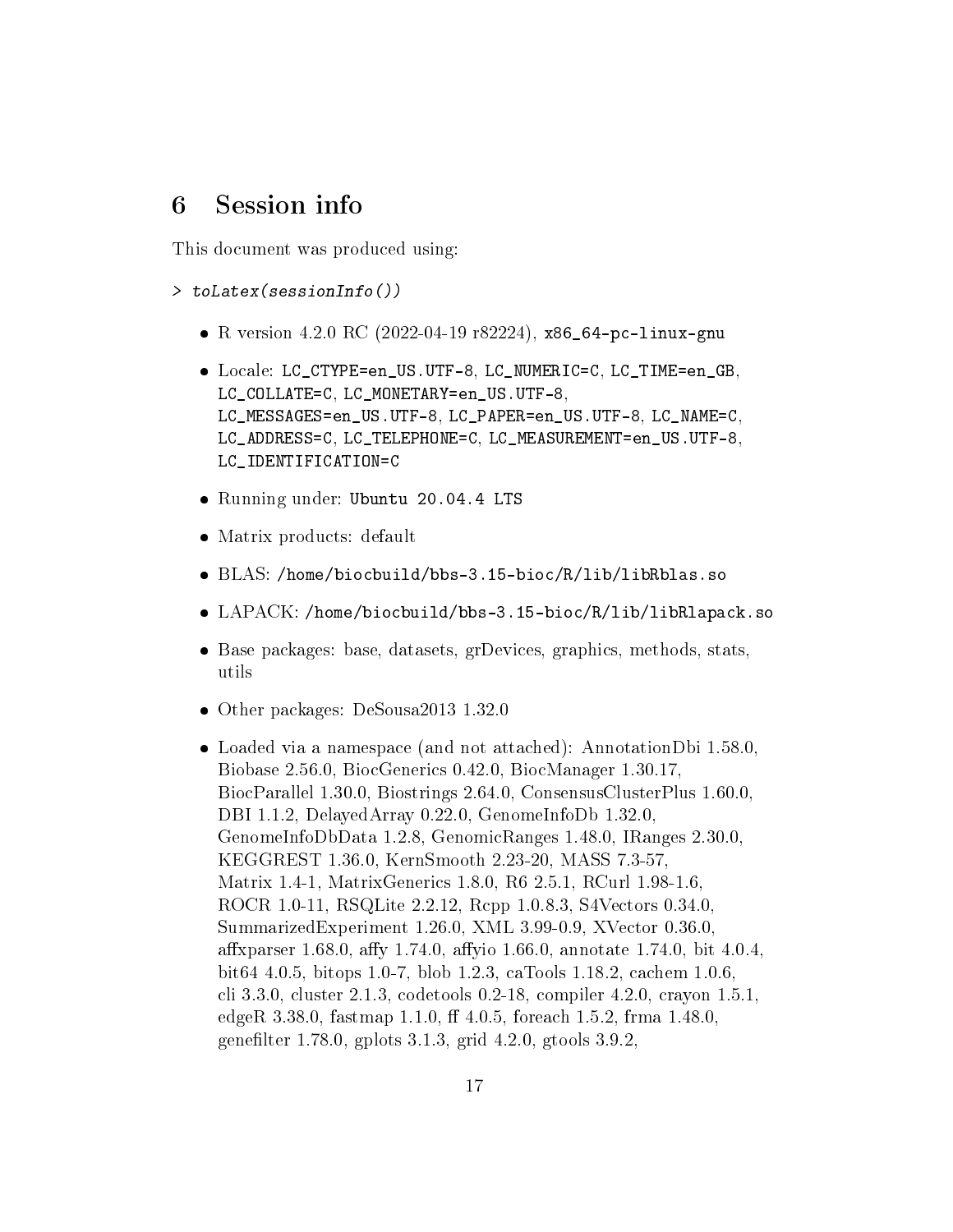## 6 Session info

This document was produced using:

```
> toLatex(sessionInfo())
```

- R version 4.2.0 RC (2022-04-19 r82224), `x86_64-pc-linux-gnu`
- Locale: `LC_CTYPE=en_US.UTF-8`, `LC_NUMERIC=C`, `LC_TIME=en_GB`, `LC_COLLATE=C`, `LC_MONETARY=en_US.UTF-8`, `LC_MESSAGES=en_US.UTF-8`, `LC_PAPER=en_US.UTF-8`, `LC_NAME=C`, `LC_ADDRESS=C`, `LC_TELEPHONE=C`, `LC_MEASUREMENT=en_US.UTF-8`, `LC_IDENTIFICATION=C`
- Running under: `Ubuntu 20.04.4 LTS`
- Matrix products: default
- BLAS: `/home/biocbuild/bbs-3.15-bioc/R/lib/libRblas.so`
- LAPACK: `/home/biocbuild/bbs-3.15-bioc/R/lib/libRlapack.so`
- Base packages: base, datasets, grDevices, graphics, methods, stats, utils
- Other packages: DeSousa2013 1.32.0
- Loaded via a namespace (and not attached): AnnotationDbi 1.58.0, Biobase 2.56.0, BiocGenerics 0.42.0, BiocManager 1.30.17, BiocParallel 1.30.0, Biostrings 2.64.0, ConsensusClusterPlus 1.60.0, DBI 1.1.2, DelayedArray 0.22.0, GenomeInfoDb 1.32.0, GenomeInfoDbData 1.2.8, GenomicRanges 1.48.0, IRanges 2.30.0, KEGGREST 1.36.0, KernSmooth 2.23-20, MASS 7.3-57, Matrix 1.4-1, MatrixGenerics 1.8.0, R6 2.5.1, RCurl 1.98-1.6, ROCR 1.0-11, RSQLite 2.2.12, Rcpp 1.0.8.3, S4Vectors 0.34.0, SummarizedExperiment 1.26.0, XML 3.99-0.9, XVector 0.36.0, affxparser 1.68.0, affy 1.74.0, affyio 1.66.0, annotate 1.74.0, bit 4.0.4, bit64 4.0.5, bitops 1.0-7, blob 1.2.3, caTools 1.18.2, cachem 1.0.6, cli 3.3.0, cluster 2.1.3, codetools 0.2-18, compiler 4.2.0, crayon 1.5.1, edgeR 3.38.0, fastmap 1.1.0, ff 4.0.5, foreach 1.5.2, frma 1.48.0, genefilter 1.78.0, gplots 3.1.3, grid 4.2.0, gtools 3.9.2,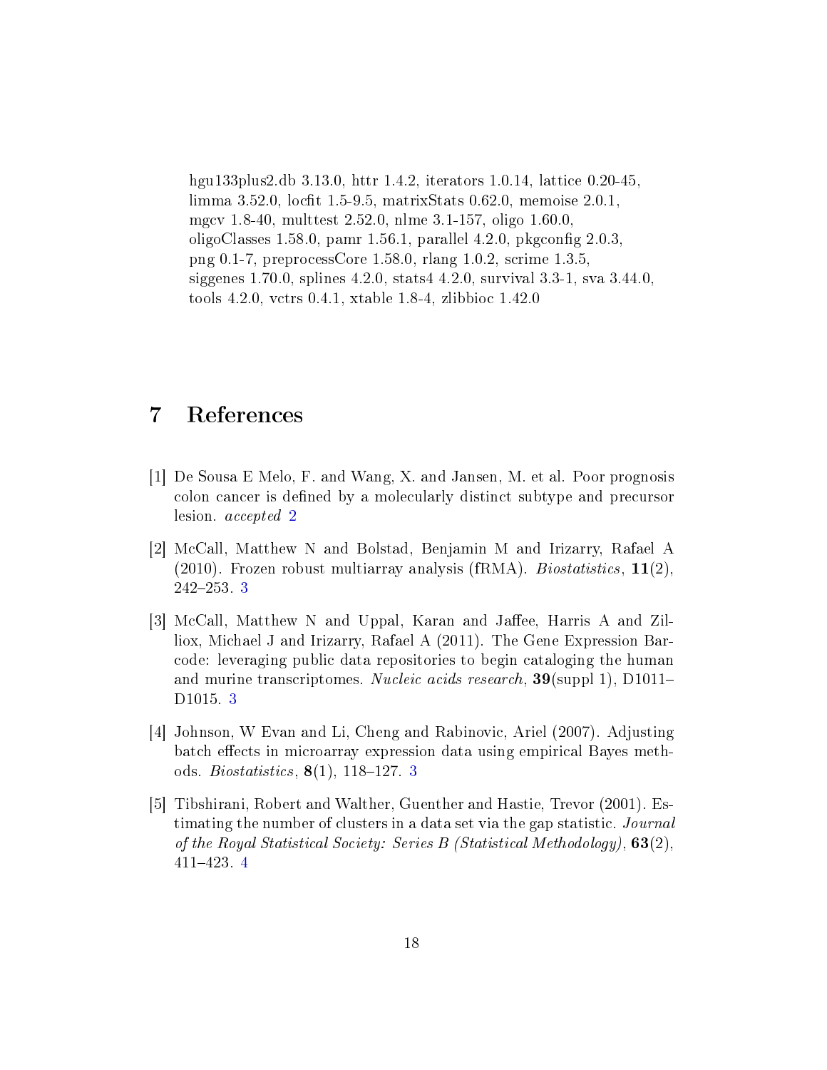hgu133plus2.db 3.13.0, httr 1.4.2, iterators 1.0.14, lattice 0.20-45, limma 3.52.0, locfit 1.5-9.5, matrixStats 0.62.0, memoise 2.0.1, mgcv 1.8-40, multtest 2.52.0, nlme 3.1-157, oligo 1.60.0, oligoClasses 1.58.0, pamr 1.56.1, parallel 4.2.0, pkgconfig 2.0.3, png 0.1-7, preprocessCore 1.58.0, rlang 1.0.2, scrime 1.3.5, siggenes 1.70.0, splines 4.2.0, stats4 4.2.0, survival 3.3-1, sva 3.44.0, tools 4.2.0, vctrs 0.4.1, xtable 1.8-4, zlibbioc 1.42.0

# 7 References

[1] De Sousa E Melo, F. and Wang, X. and Jansen, M. et al. Poor prognosis colon cancer is defined by a molecularly distinct subtype and precursor lesion. *accepted* 2

[2] McCall, Matthew N and Bolstad, Benjamin M and Irizarry, Rafael A (2010). Frozen robust multiarray analysis (fRMA). *Biostatistics*, **11**(2), 242–253. 3

[3] McCall, Matthew N and Uppal, Karan and Jaffee, Harris A and Zilliox, Michael J and Irizarry, Rafael A (2011). The Gene Expression Barcode: leveraging public data repositories to begin cataloging the human and murine transcriptomes. *Nucleic acids research*, **39**(suppl 1), D1011–D1015. 3

[4] Johnson, W Evan and Li, Cheng and Rabinovic, Ariel (2007). Adjusting batch effects in microarray expression data using empirical Bayes methods. *Biostatistics*, **8**(1), 118–127. 3

[5] Tibshirani, Robert and Walther, Guenther and Hastie, Trevor (2001). Estimating the number of clusters in a data set via the gap statistic. *Journal of the Royal Statistical Society: Series B (Statistical Methodology)*, **63**(2), 411–423. 4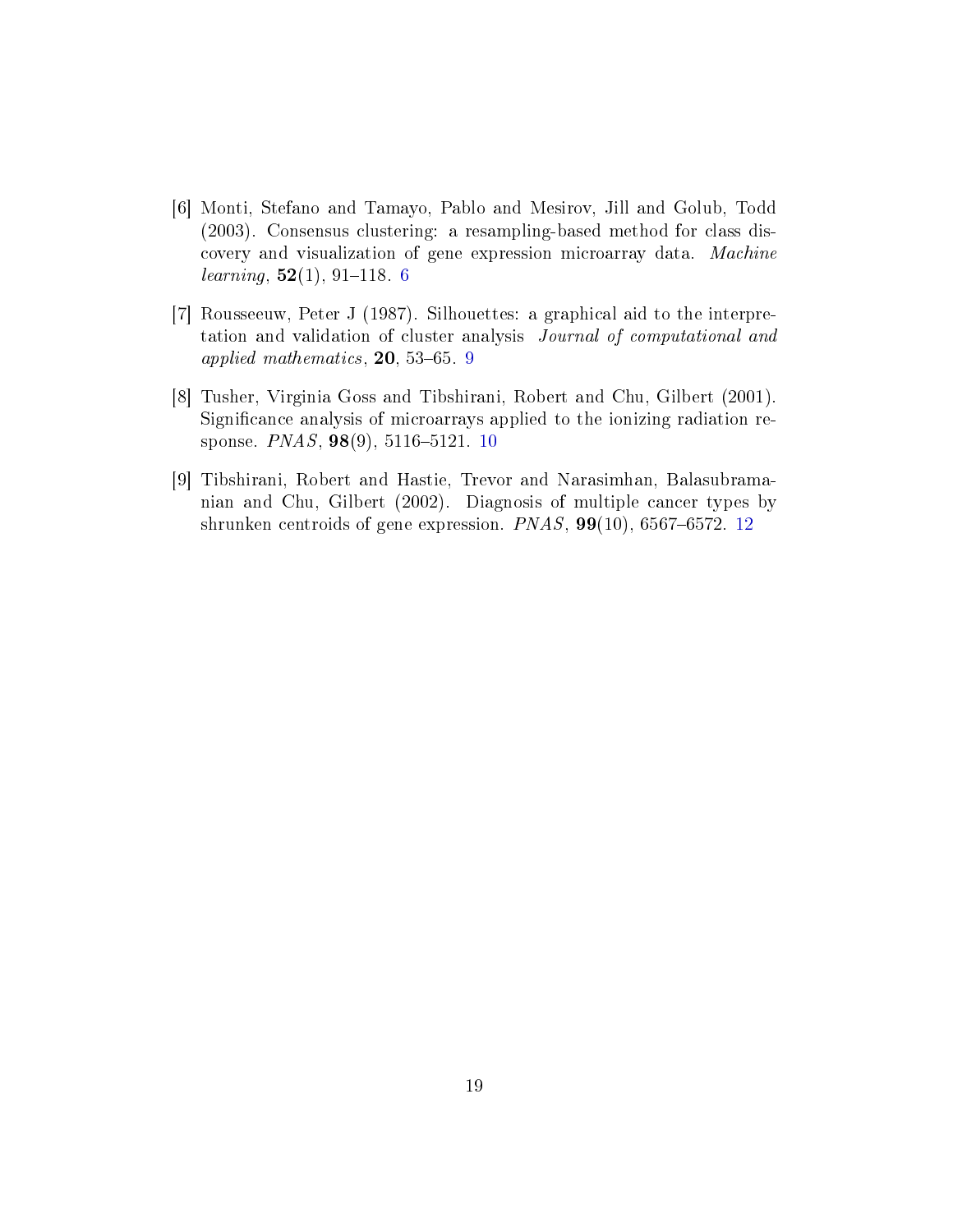[6] Monti, Stefano and Tamayo, Pablo and Mesirov, Jill and Golub, Todd (2003). Consensus clustering: a resampling-based method for class discovery and visualization of gene expression microarray data. *Machine learning*, **52**(1), 91–118. 6

[7] Rousseeuw, Peter J (1987). Silhouettes: a graphical aid to the interpretation and validation of cluster analysis *Journal of computational and applied mathematics*, **20**, 53–65. 9

[8] Tusher, Virginia Goss and Tibshirani, Robert and Chu, Gilbert (2001). Significance analysis of microarrays applied to the ionizing radiation response. *PNAS*, **98**(9), 5116–5121. 10

[9] Tibshirani, Robert and Hastie, Trevor and Narasimhan, Balasubramanian and Chu, Gilbert (2002). Diagnosis of multiple cancer types by shrunken centroids of gene expression. *PNAS*, **99**(10), 6567–6572. 12